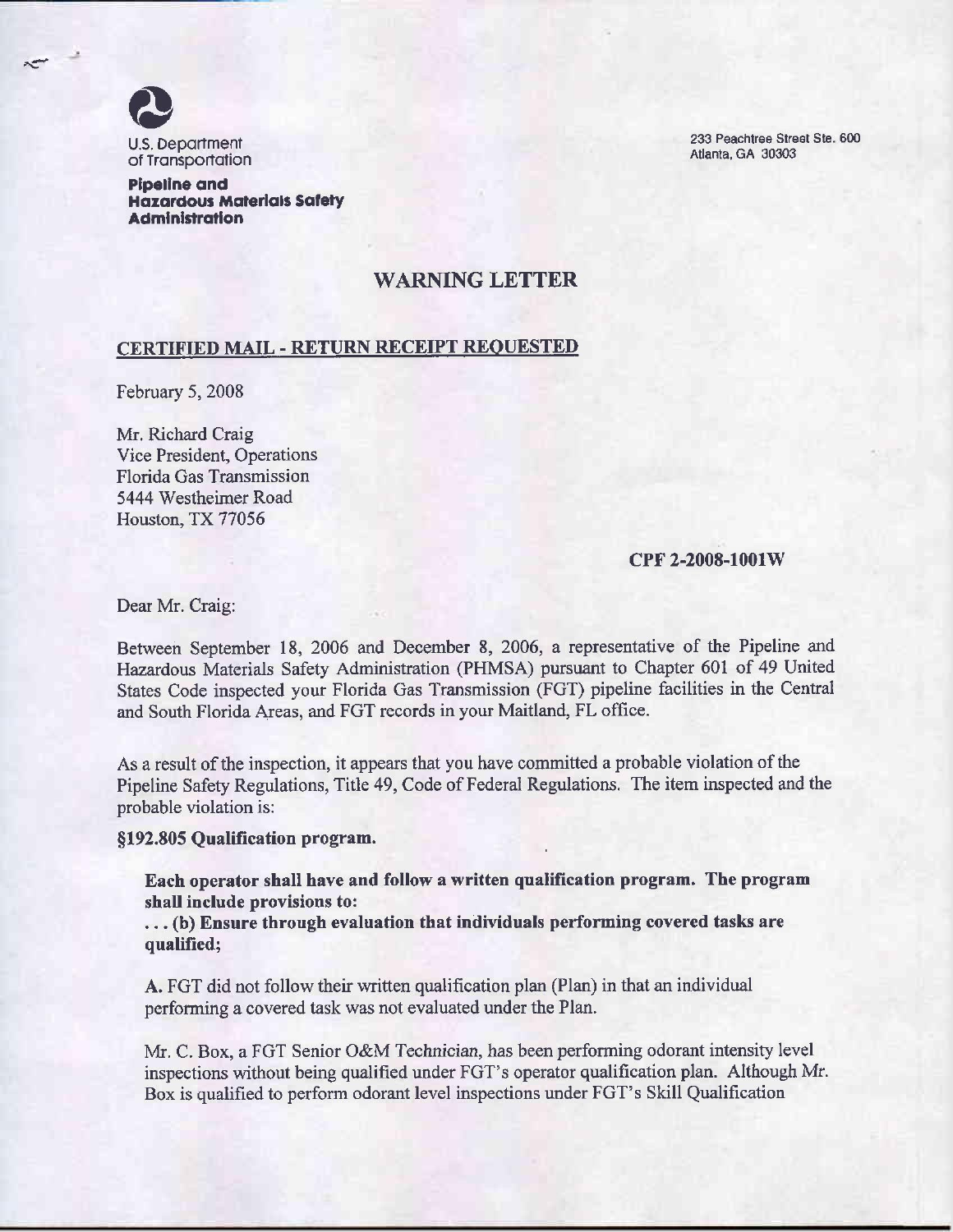U.S. Department of Transportation

**Pipeline and Hazardous Materials Safety Administration**

233 Peachtree Street Ste. 600
Atlanta, GA 30303

# WARNING LETTER

**CERTIFIED MAIL - RETURN RECEIPT REQUESTED**

February 5, 2008

Mr. Richard Craig
Vice President, Operations
Florida Gas Transmission
5444 Westheimer Road
Houston, TX 77056

**CPF 2-2008-1001W**

Dear Mr. Craig:

Between September 18, 2006 and December 8, 2006, a representative of the Pipeline and Hazardous Materials Safety Administration (PHMSA) pursuant to Chapter 601 of 49 United States Code inspected your Florida Gas Transmission (FGT) pipeline facilities in the Central and South Florida Areas, and FGT records in your Maitland, FL office.

As a result of the inspection, it appears that you have committed a probable violation of the Pipeline Safety Regulations, Title 49, Code of Federal Regulations. The item inspected and the probable violation is:

**§192.805 Qualification program.**

> **Each operator shall have and follow a written qualification program. The program shall include provisions to:**
>
> **. . . (b) Ensure through evaluation that individuals performing covered tasks are qualified;**
>
> **A.** FGT did not follow their written qualification plan (Plan) in that an individual performing a covered task was not evaluated under the Plan.
>
> Mr. C. Box, a FGT Senior O&M Technician, has been performing odorant intensity level inspections without being qualified under FGT's operator qualification plan. Although Mr. Box is qualified to perform odorant level inspections under FGT's Skill Qualification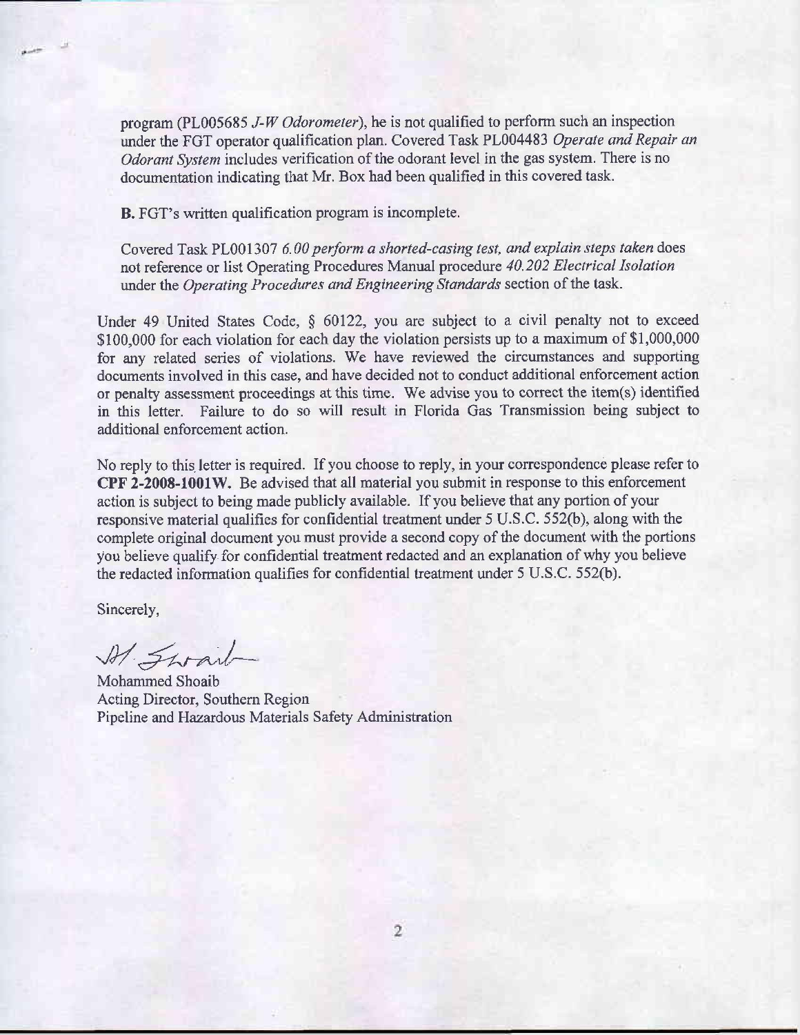program (PL005685 *J-W Odorometer*), he is not qualified to perform such an inspection under the FGT operator qualification plan. Covered Task PL004483 *Operate and Repair an Odorant System* includes verification of the odorant level in the gas system. There is no documentation indicating that Mr. Box had been qualified in this covered task.

**B.** FGT's written qualification program is incomplete.

Covered Task PL001307 *6.00 perform a shorted-casing test, and explain steps taken* does not reference or list Operating Procedures Manual procedure *40.202 Electrical Isolation* under the *Operating Procedures and Engineering Standards* section of the task.

Under 49 United States Code, § 60122, you are subject to a civil penalty not to exceed $100,000 for each violation for each day the violation persists up to a maximum of $1,000,000 for any related series of violations. We have reviewed the circumstances and supporting documents involved in this case, and have decided not to conduct additional enforcement action or penalty assessment proceedings at this time. We advise you to correct the item(s) identified in this letter. Failure to do so will result in Florida Gas Transmission being subject to additional enforcement action.

No reply to this letter is required. If you choose to reply, in your correspondence please refer to **CPF 2-2008-1001W.** Be advised that all material you submit in response to this enforcement action is subject to being made publicly available. If you believe that any portion of your responsive material qualifies for confidential treatment under 5 U.S.C. 552(b), along with the complete original document you must provide a second copy of the document with the portions you believe qualify for confidential treatment redacted and an explanation of why you believe the redacted information qualifies for confidential treatment under 5 U.S.C. 552(b).

Sincerely,

Mohammed Shoaib
Acting Director, Southern Region
Pipeline and Hazardous Materials Safety Administration